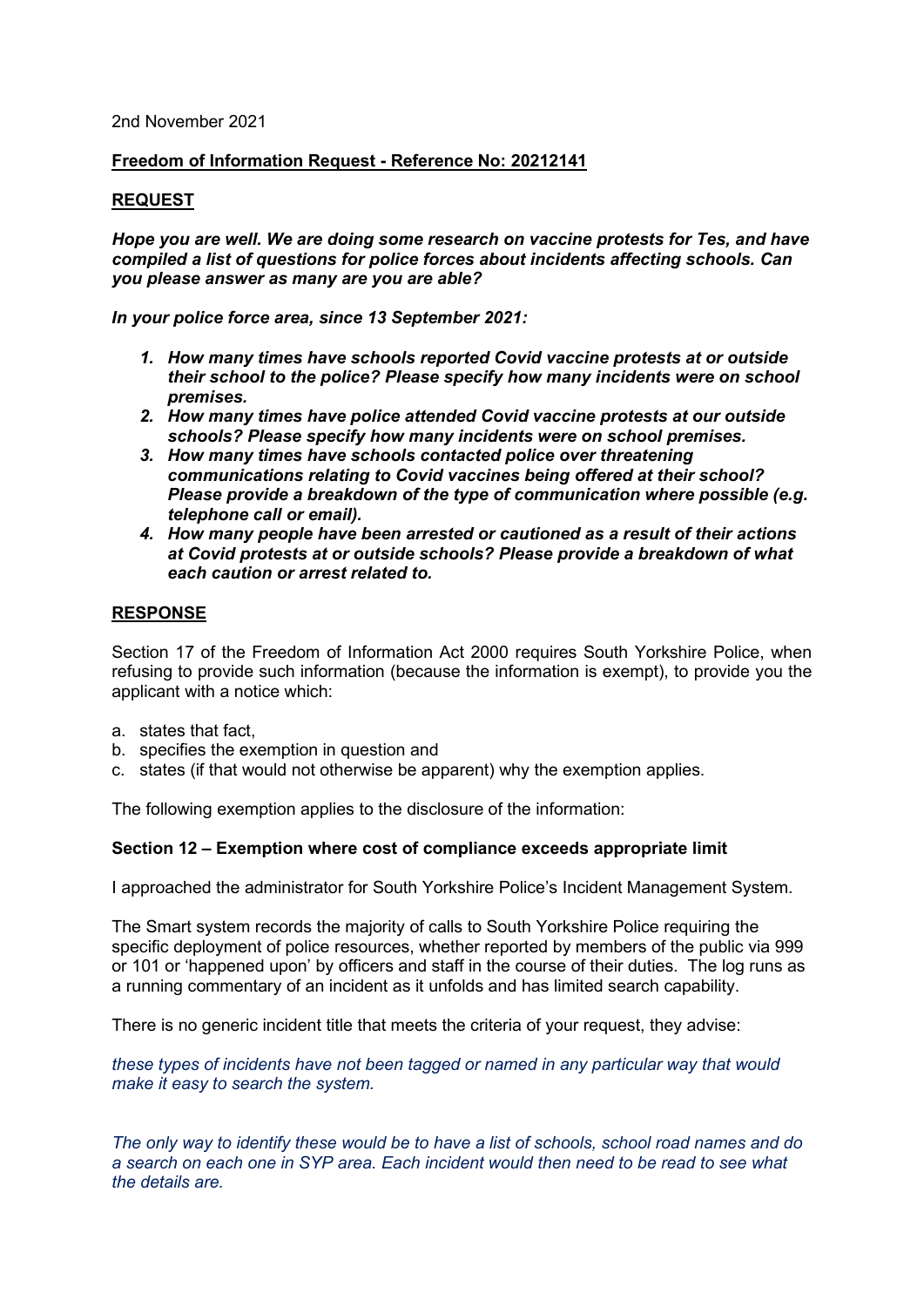2nd November 2021

**Freedom of Information Request - Reference No: 20212141**

**REQUEST**

***Hope you are well. We are doing some research on vaccine protests for Tes, and have compiled a list of questions for police forces about incidents affecting schools. Can you please answer as many are you are able?***

***In your police force area, since 13 September 2021:***

1. ***How many times have schools reported Covid vaccine protests at or outside their school to the police? Please specify how many incidents were on school premises.***
2. ***How many times have police attended Covid vaccine protests at our outside schools? Please specify how many incidents were on school premises.***
3. ***How many times have schools contacted police over threatening communications relating to Covid vaccines being offered at their school? Please provide a breakdown of the type of communication where possible (e.g. telephone call or email).***
4. ***How many people have been arrested or cautioned as a result of their actions at Covid protests at or outside schools? Please provide a breakdown of what each caution or arrest related to.***

**RESPONSE**

Section 17 of the Freedom of Information Act 2000 requires South Yorkshire Police, when refusing to provide such information (because the information is exempt), to provide you the applicant with a notice which:

a. states that fact,
b. specifies the exemption in question and
c. states (if that would not otherwise be apparent) why the exemption applies.

The following exemption applies to the disclosure of the information:

**Section 12 – Exemption where cost of compliance exceeds appropriate limit**

I approached the administrator for South Yorkshire Police's Incident Management System.

The Smart system records the majority of calls to South Yorkshire Police requiring the specific deployment of police resources, whether reported by members of the public via 999 or 101 or 'happened upon' by officers and staff in the course of their duties. The log runs as a running commentary of an incident as it unfolds and has limited search capability.

There is no generic incident title that meets the criteria of your request, they advise:

*these types of incidents have not been tagged or named in any particular way that would make it easy to search the system.*

*The only way to identify these would be to have a list of schools, school road names and do a search on each one in SYP area. Each incident would then need to be read to see what the details are.*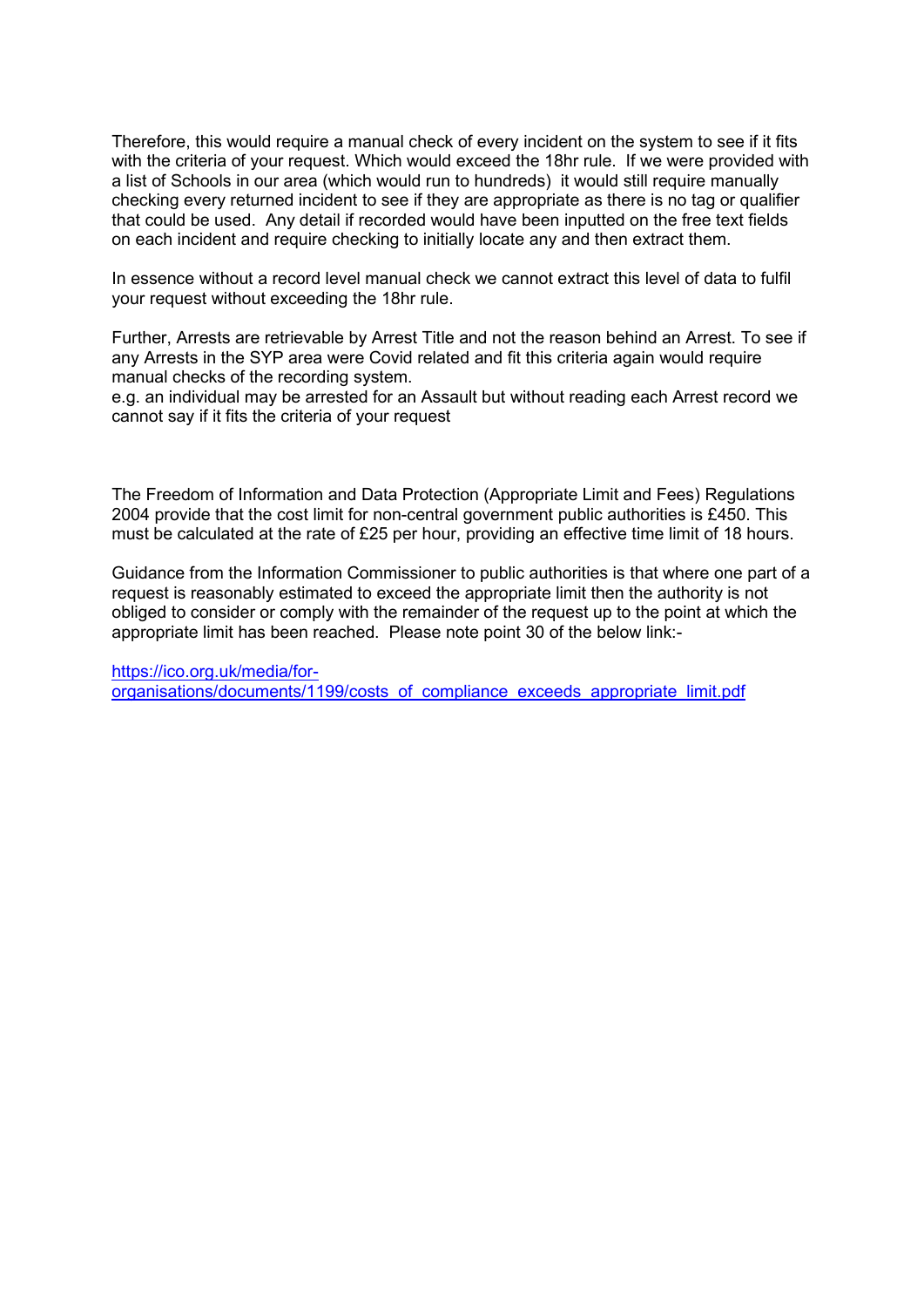Therefore, this would require a manual check of every incident on the system to see if it fits with the criteria of your request. Which would exceed the 18hr rule. If we were provided with a list of Schools in our area (which would run to hundreds) it would still require manually checking every returned incident to see if they are appropriate as there is no tag or qualifier that could be used. Any detail if recorded would have been inputted on the free text fields on each incident and require checking to initially locate any and then extract them.

In essence without a record level manual check we cannot extract this level of data to fulfil your request without exceeding the 18hr rule.

Further, Arrests are retrievable by Arrest Title and not the reason behind an Arrest. To see if any Arrests in the SYP area were Covid related and fit this criteria again would require manual checks of the recording system.
e.g. an individual may be arrested for an Assault but without reading each Arrest record we cannot say if it fits the criteria of your request

The Freedom of Information and Data Protection (Appropriate Limit and Fees) Regulations 2004 provide that the cost limit for non-central government public authorities is £450. This must be calculated at the rate of £25 per hour, providing an effective time limit of 18 hours.

Guidance from the Information Commissioner to public authorities is that where one part of a request is reasonably estimated to exceed the appropriate limit then the authority is not obliged to consider or comply with the remainder of the request up to the point at which the appropriate limit has been reached. Please note point 30 of the below link:-

[https://ico.org.uk/media/for-organisations/documents/1199/costs_of_compliance_exceeds_appropriate_limit.pdf](https://ico.org.uk/media/for-organisations/documents/1199/costs_of_compliance_exceeds_appropriate_limit.pdf)